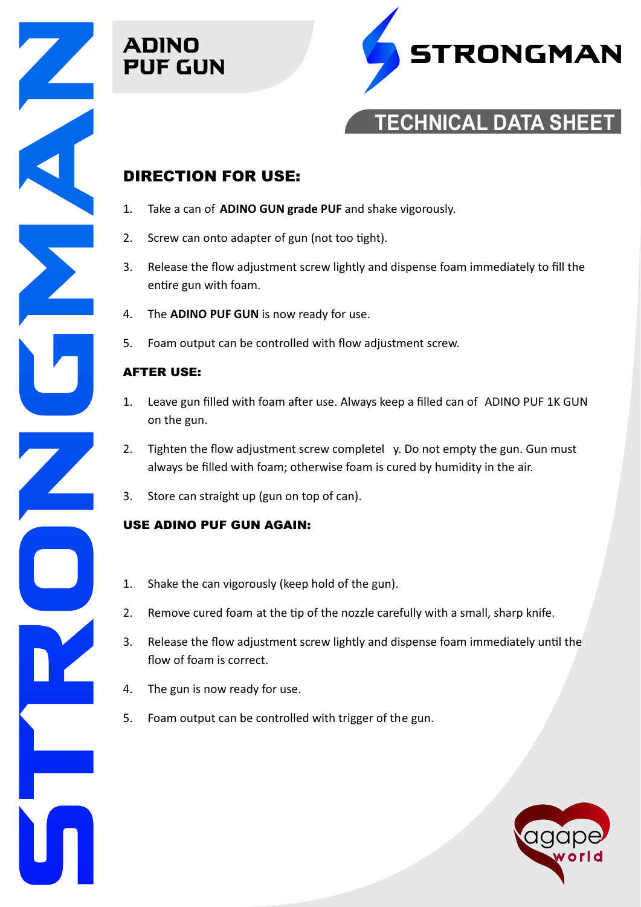# ADINO PUF GUN

STRONGMAN

TECHNICAL DATA SHEET

## DIRECTION FOR USE:

1. Take a can of **ADINO GUN grade PUF** and shake vigorously.
2. Screw can onto adapter of gun (not too tight).
3. Release the flow adjustment screw lightly and dispense foam immediately to fill the entire gun with foam.
4. The **ADINO PUF GUN** is now ready for use.
5. Foam output can be controlled with flow adjustment screw.

### AFTER USE:

1. Leave gun filled with foam after use. Always keep a filled can of ADINO PUF 1K GUN on the gun.
2. Tighten the flow adjustment screw completel y. Do not empty the gun. Gun must always be filled with foam; otherwise foam is cured by humidity in the air.
3. Store can straight up (gun on top of can).

### USE ADINO PUF GUN AGAIN:

1. Shake the can vigorously (keep hold of the gun).
2. Remove cured foam at the tip of the nozzle carefully with a small, sharp knife.
3. Release the flow adjustment screw lightly and dispense foam immediately until the flow of foam is correct.
4. The gun is now ready for use.
5. Foam output can be controlled with trigger of the gun.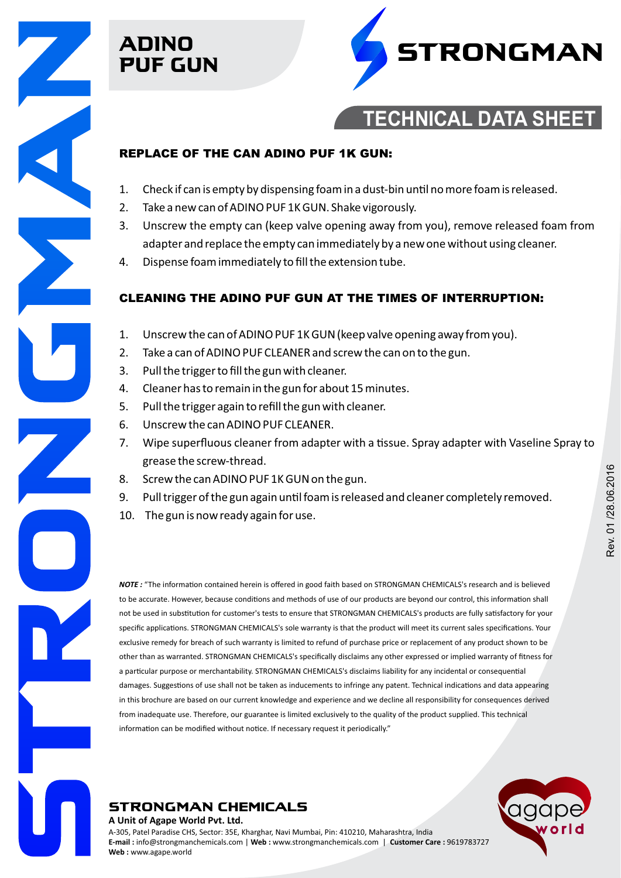# ADINO PUF GUN

STRONGMAN

## TECHNICAL DATA SHEET

### REPLACE OF THE CAN ADINO PUF 1K GUN:

1. Check if can is empty by dispensing foam in a dust-bin until no more foam is released.
2. Take a new can of ADINO PUF 1K GUN. Shake vigorously.
3. Unscrew the empty can (keep valve opening away from you), remove released foam from adapter and replace the empty can immediately by a new one without using cleaner.
4. Dispense foam immediately to fill the extension tube.

### CLEANING THE ADINO PUF GUN AT THE TIMES OF INTERRUPTION:

1. Unscrew the can of ADINO PUF 1K GUN (keep valve opening away from you).
2. Take a can of ADINO PUF CLEANER and screw the can on to the gun.
3. Pull the trigger to fill the gun with cleaner.
4. Cleaner has to remain in the gun for about 15 minutes.
5. Pull the trigger again to refill the gun with cleaner.
6. Unscrew the can ADINO PUF CLEANER.
7. Wipe superfluous cleaner from adapter with a tissue. Spray adapter with Vaseline Spray to grease the screw-thread.
8. Screw the can ADINO PUF 1K GUN on the gun.
9. Pull trigger of the gun again until foam is released and cleaner completely removed.
10. The gun is now ready again for use.

***NOTE :*** "The information contained herein is offered in good faith based on STRONGMAN CHEMICALS's research and is believed to be accurate. However, because conditions and methods of use of our products are beyond our control, this information shall not be used in substitution for customer's tests to ensure that STRONGMAN CHEMICALS's products are fully satisfactory for your specific applications. STRONGMAN CHEMICALS's sole warranty is that the product will meet its current sales specifications. Your exclusive remedy for breach of such warranty is limited to refund of purchase price or replacement of any product shown to be other than as warranted. STRONGMAN CHEMICALS's specifically disclaims any other expressed or implied warranty of fitness for a particular purpose or merchantability. STRONGMAN CHEMICALS's disclaims liability for any incidental or consequential damages. Suggestions of use shall not be taken as inducements to infringe any patent. Technical indications and data appearing in this brochure are based on our current knowledge and experience and we decline all responsibility for consequences derived from inadequate use. Therefore, our guarantee is limited exclusively to the quality of the product supplied. This technical information can be modified without notice. If necessary request it periodically."

Rev. 01 /28.06.2016

**STRONGMAN CHEMICALS**
**A Unit of Agape World Pvt. Ltd.**
A-305, Patel Paradise CHS, Sector: 35E, Kharghar, Navi Mumbai, Pin: 410210, Maharashtra, India
**E-mail :** info@strongmanchemicals.com | **Web :** www.strongmanchemicals.com | **Customer Care :** 9619783727
**Web :** www.agape.world

agape world